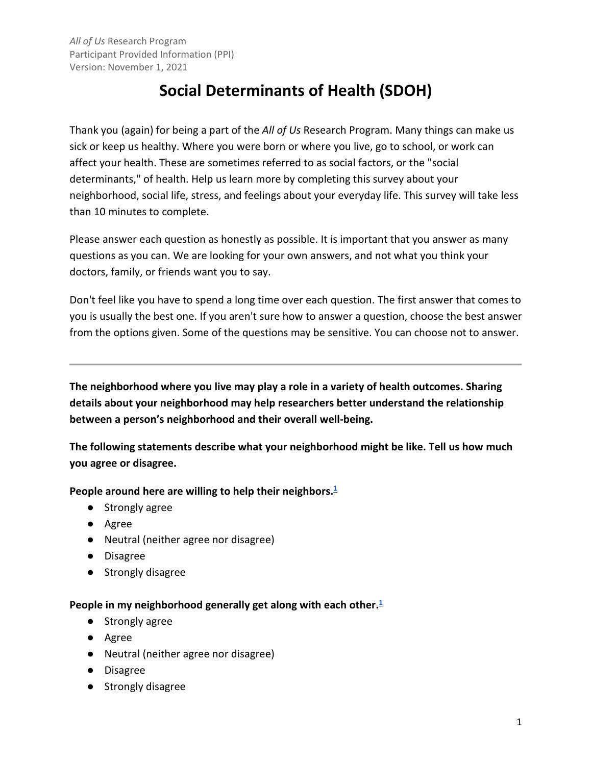*All of Us* Research Program
Participant Provided Information (PPI)
Version: November 1, 2021

# Social Determinants of Health (SDOH)

Thank you (again) for being a part of the *All of Us* Research Program. Many things can make us sick or keep us healthy. Where you were born or where you live, go to school, or work can affect your health. These are sometimes referred to as social factors, or the "social determinants," of health. Help us learn more by completing this survey about your neighborhood, social life, stress, and feelings about your everyday life. This survey will take less than 10 minutes to complete.

Please answer each question as honestly as possible. It is important that you answer as many questions as you can. We are looking for your own answers, and not what you think your doctors, family, or friends want you to say.

Don't feel like you have to spend a long time over each question. The first answer that comes to you is usually the best one. If you aren't sure how to answer a question, choose the best answer from the options given. Some of the questions may be sensitive. You can choose not to answer.

---

**The neighborhood where you live may play a role in a variety of health outcomes. Sharing details about your neighborhood may help researchers better understand the relationship between a person's neighborhood and their overall well-being.**

**The following statements describe what your neighborhood might be like. Tell us how much you agree or disagree.**

**People around here are willing to help their neighbors.**[1]

- Strongly agree
- Agree
- Neutral (neither agree nor disagree)
- Disagree
- Strongly disagree

**People in my neighborhood generally get along with each other.**[1]

- Strongly agree
- Agree
- Neutral (neither agree nor disagree)
- Disagree
- Strongly disagree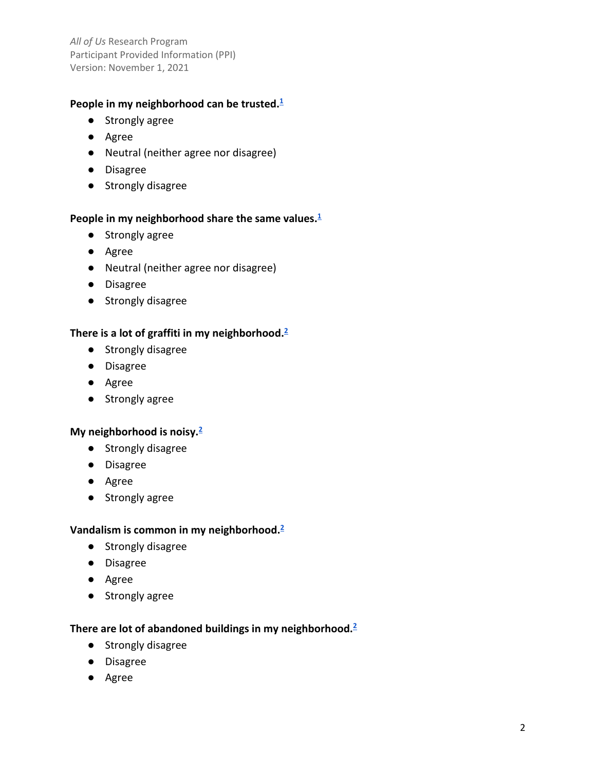**People in my neighborhood can be trusted.**[1]

- Strongly agree
- Agree
- Neutral (neither agree nor disagree)
- Disagree
- Strongly disagree

**People in my neighborhood share the same values.**[1]

- Strongly agree
- Agree
- Neutral (neither agree nor disagree)
- Disagree
- Strongly disagree

**There is a lot of graffiti in my neighborhood.**[2]

- Strongly disagree
- Disagree
- Agree
- Strongly agree

**My neighborhood is noisy.**[2]

- Strongly disagree
- Disagree
- Agree
- Strongly agree

**Vandalism is common in my neighborhood.**[2]

- Strongly disagree
- Disagree
- Agree
- Strongly agree

**There are lot of abandoned buildings in my neighborhood.**[2]

- Strongly disagree
- Disagree
- Agree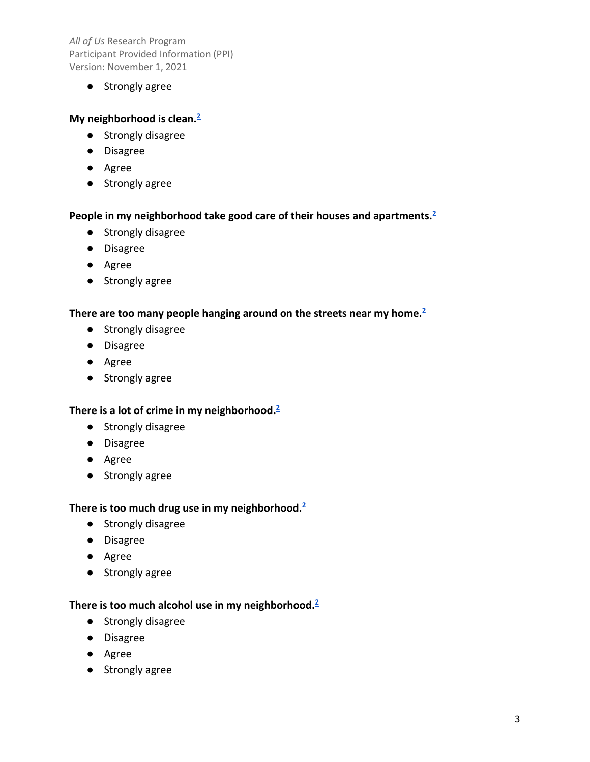- Strongly agree

**My neighborhood is clean.**[2]

- Strongly disagree
- Disagree
- Agree
- Strongly agree

**People in my neighborhood take good care of their houses and apartments.**[2]

- Strongly disagree
- Disagree
- Agree
- Strongly agree

**There are too many people hanging around on the streets near my home.**[2]

- Strongly disagree
- Disagree
- Agree
- Strongly agree

**There is a lot of crime in my neighborhood.**[2]

- Strongly disagree
- Disagree
- Agree
- Strongly agree

**There is too much drug use in my neighborhood.**[2]

- Strongly disagree
- Disagree
- Agree
- Strongly agree

**There is too much alcohol use in my neighborhood.**[2]

- Strongly disagree
- Disagree
- Agree
- Strongly agree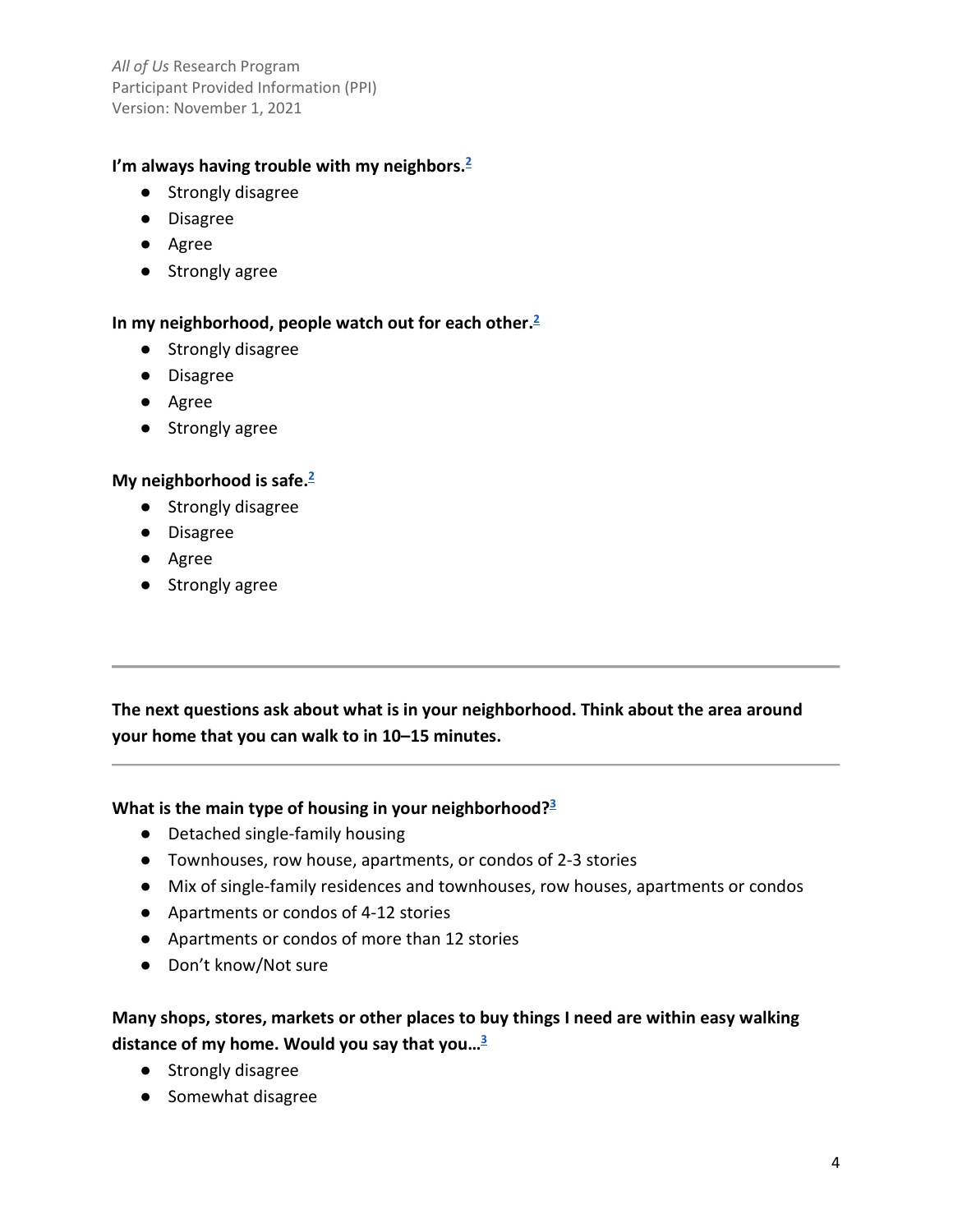**I'm always having trouble with my neighbors.**[2]

- Strongly disagree
- Disagree
- Agree
- Strongly agree

**In my neighborhood, people watch out for each other.**[2]

- Strongly disagree
- Disagree
- Agree
- Strongly agree

**My neighborhood is safe.**[2]

- Strongly disagree
- Disagree
- Agree
- Strongly agree

---

**The next questions ask about what is in your neighborhood. Think about the area around your home that you can walk to in 10–15 minutes.**

---

**What is the main type of housing in your neighborhood?**[3]

- Detached single-family housing
- Townhouses, row house, apartments, or condos of 2-3 stories
- Mix of single-family residences and townhouses, row houses, apartments or condos
- Apartments or condos of 4-12 stories
- Apartments or condos of more than 12 stories
- Don't know/Not sure

**Many shops, stores, markets or other places to buy things I need are within easy walking distance of my home. Would you say that you…**[3]

- Strongly disagree
- Somewhat disagree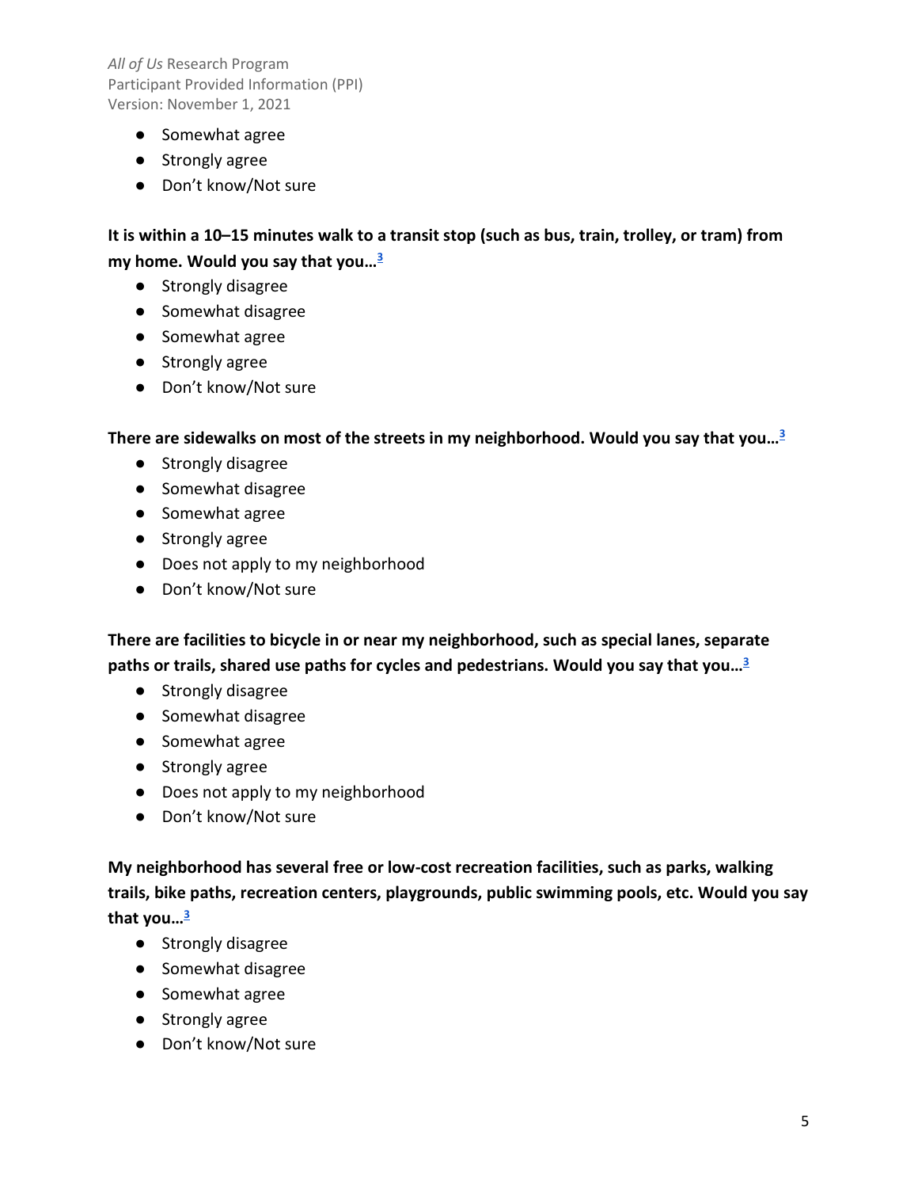- Somewhat agree
- Strongly agree
- Don't know/Not sure

**It is within a 10–15 minutes walk to a transit stop (such as bus, train, trolley, or tram) from my home. Would you say that you…**[3]

- Strongly disagree
- Somewhat disagree
- Somewhat agree
- Strongly agree
- Don't know/Not sure

**There are sidewalks on most of the streets in my neighborhood. Would you say that you…**[3]

- Strongly disagree
- Somewhat disagree
- Somewhat agree
- Strongly agree
- Does not apply to my neighborhood
- Don't know/Not sure

**There are facilities to bicycle in or near my neighborhood, such as special lanes, separate paths or trails, shared use paths for cycles and pedestrians. Would you say that you…**[3]

- Strongly disagree
- Somewhat disagree
- Somewhat agree
- Strongly agree
- Does not apply to my neighborhood
- Don't know/Not sure

**My neighborhood has several free or low-cost recreation facilities, such as parks, walking trails, bike paths, recreation centers, playgrounds, public swimming pools, etc. Would you say that you…**[3]

- Strongly disagree
- Somewhat disagree
- Somewhat agree
- Strongly agree
- Don't know/Not sure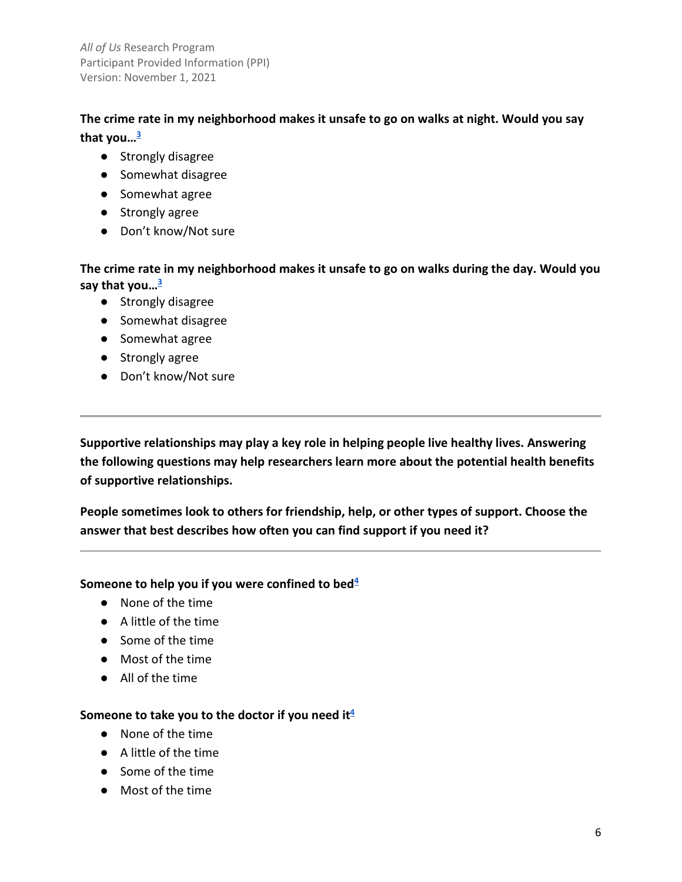**The crime rate in my neighborhood makes it unsafe to go on walks at night. Would you say that you…**[3]

- Strongly disagree
- Somewhat disagree
- Somewhat agree
- Strongly agree
- Don't know/Not sure

**The crime rate in my neighborhood makes it unsafe to go on walks during the day. Would you say that you…**[3]

- Strongly disagree
- Somewhat disagree
- Somewhat agree
- Strongly agree
- Don't know/Not sure

---

**Supportive relationships may play a key role in helping people live healthy lives. Answering the following questions may help researchers learn more about the potential health benefits of supportive relationships.**

**People sometimes look to others for friendship, help, or other types of support. Choose the answer that best describes how often you can find support if you need it?**

---

**Someone to help you if you were confined to bed**[4]

- None of the time
- A little of the time
- Some of the time
- Most of the time
- All of the time

**Someone to take you to the doctor if you need it**[4]

- None of the time
- A little of the time
- Some of the time
- Most of the time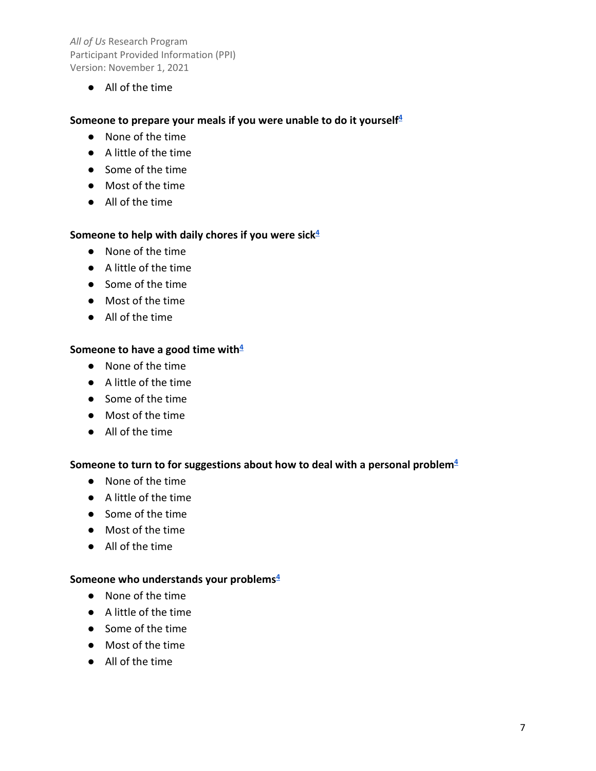- All of the time

**Someone to prepare your meals if you were unable to do it yourself**[4]

- None of the time
- A little of the time
- Some of the time
- Most of the time
- All of the time

**Someone to help with daily chores if you were sick**[4]

- None of the time
- A little of the time
- Some of the time
- Most of the time
- All of the time

**Someone to have a good time with**[4]

- None of the time
- A little of the time
- Some of the time
- Most of the time
- All of the time

**Someone to turn to for suggestions about how to deal with a personal problem**[4]

- None of the time
- A little of the time
- Some of the time
- Most of the time
- All of the time

**Someone who understands your problems**[4]

- None of the time
- A little of the time
- Some of the time
- Most of the time
- All of the time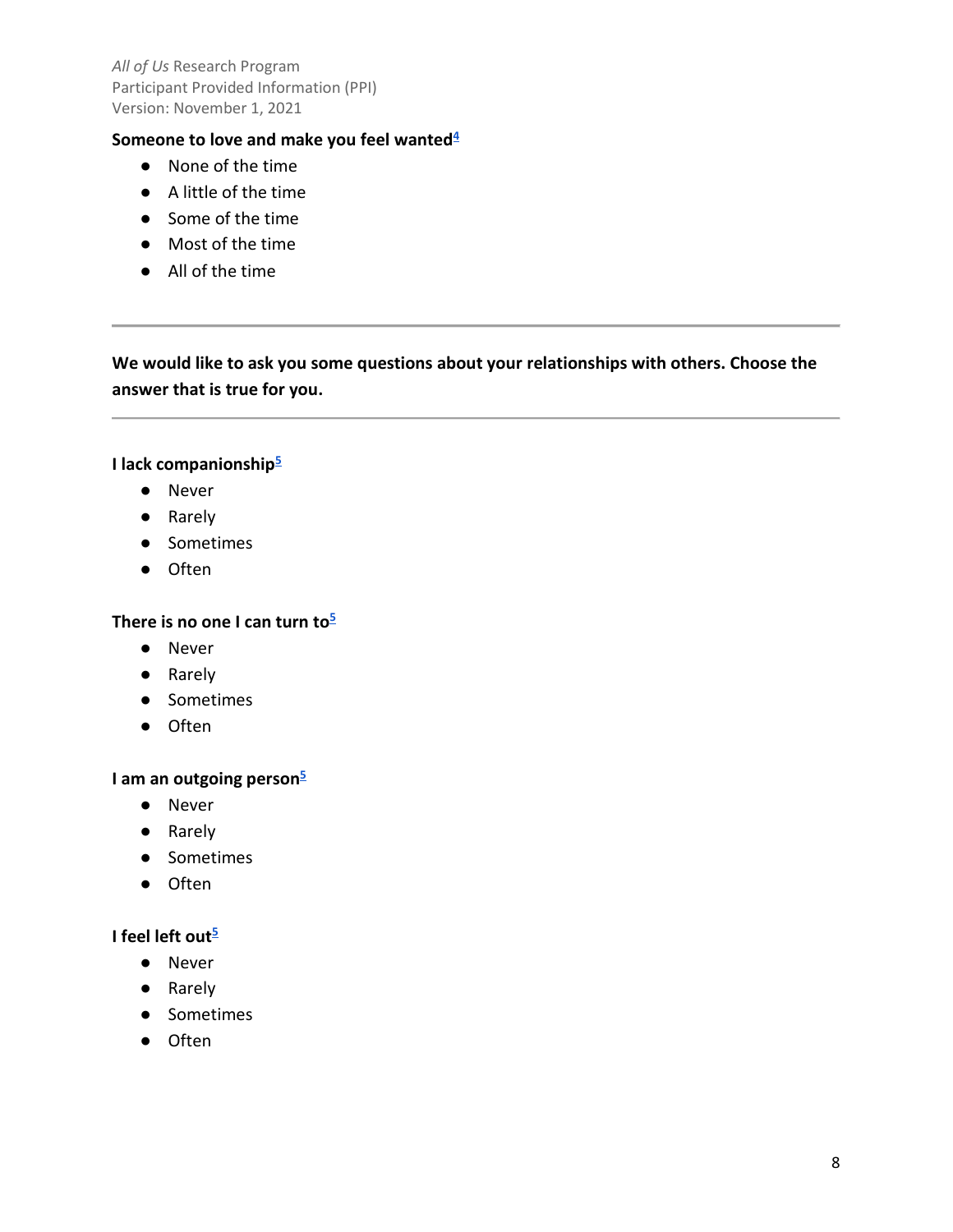**Someone to love and make you feel wanted**[4]

- None of the time
- A little of the time
- Some of the time
- Most of the time
- All of the time

---

**We would like to ask you some questions about your relationships with others. Choose the answer that is true for you.**

---

**I lack companionship**[5]

- Never
- Rarely
- Sometimes
- Often

**There is no one I can turn to**[5]

- Never
- Rarely
- Sometimes
- Often

**I am an outgoing person**[5]

- Never
- Rarely
- Sometimes
- Often

**I feel left out**[5]

- Never
- Rarely
- Sometimes
- Often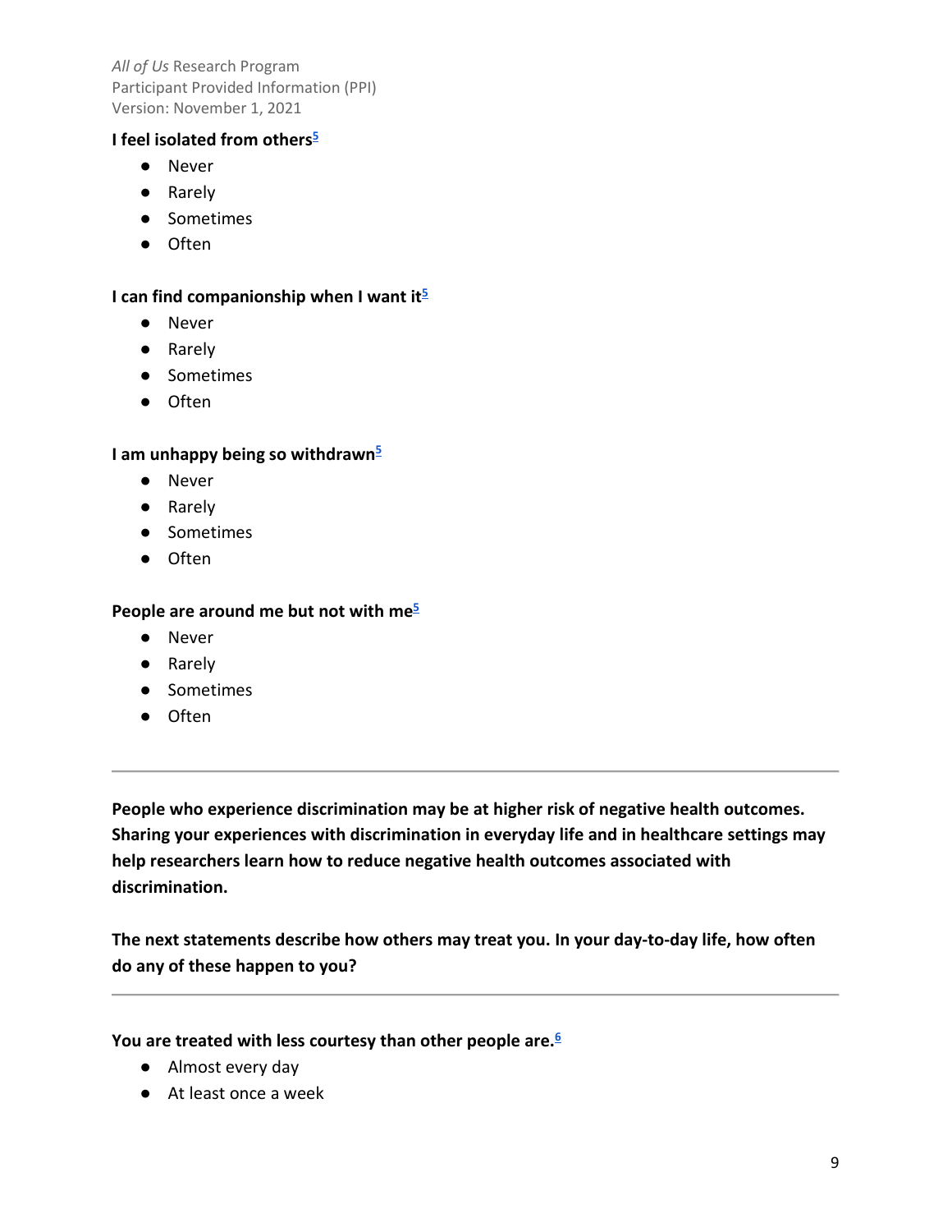**I feel isolated from others**[5]

- Never
- Rarely
- Sometimes
- Often

**I can find companionship when I want it**[5]

- Never
- Rarely
- Sometimes
- Often

**I am unhappy being so withdrawn**[5]

- Never
- Rarely
- Sometimes
- Often

**People are around me but not with me**[5]

- Never
- Rarely
- Sometimes
- Often

---

**People who experience discrimination may be at higher risk of negative health outcomes. Sharing your experiences with discrimination in everyday life and in healthcare settings may help researchers learn how to reduce negative health outcomes associated with discrimination.**

**The next statements describe how others may treat you. In your day-to-day life, how often do any of these happen to you?**

---

**You are treated with less courtesy than other people are.**[6]

- Almost every day
- At least once a week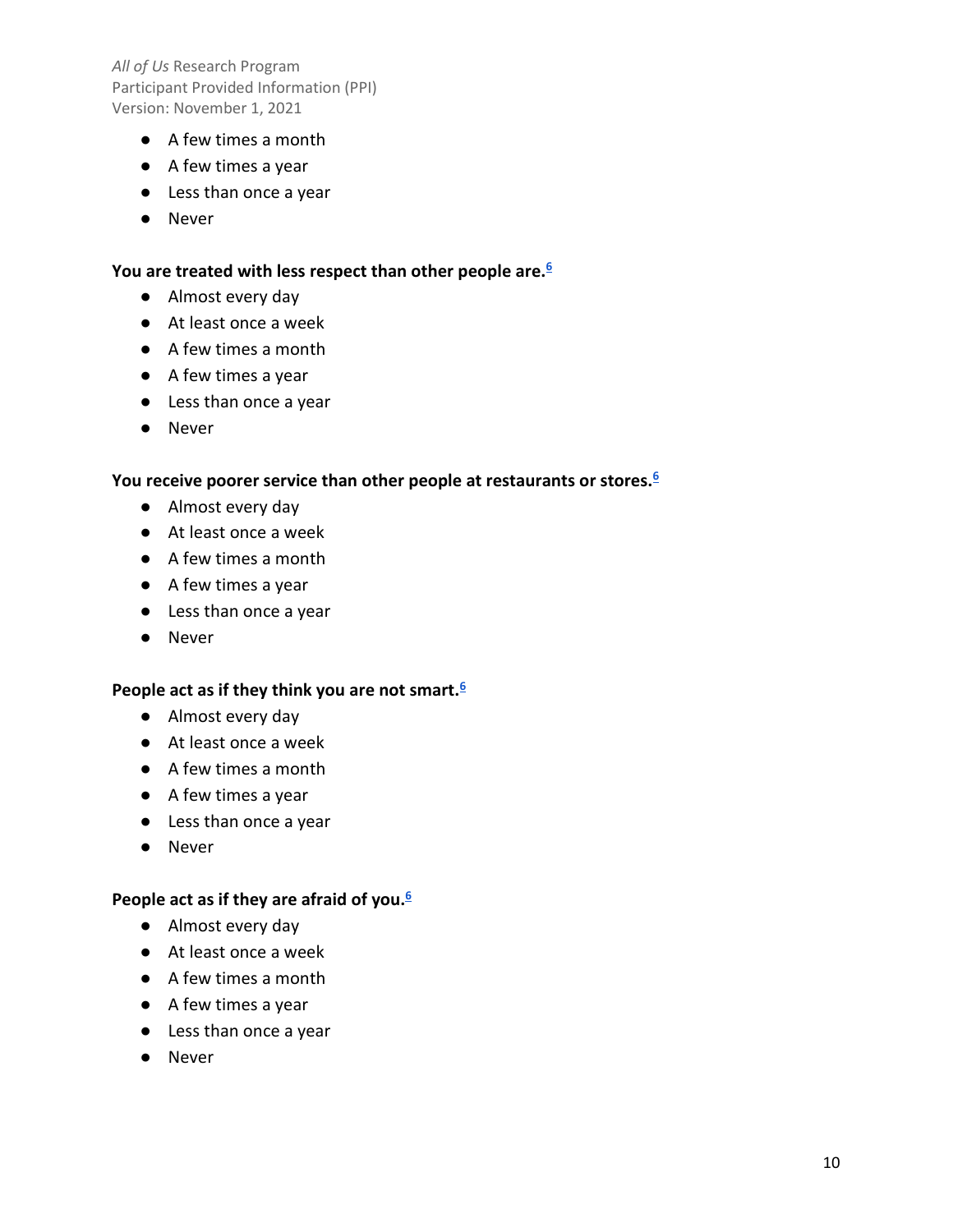- A few times a month
- A few times a year
- Less than once a year
- Never

**You are treated with less respect than other people are.**[6]

- Almost every day
- At least once a week
- A few times a month
- A few times a year
- Less than once a year
- Never

**You receive poorer service than other people at restaurants or stores.**[6]

- Almost every day
- At least once a week
- A few times a month
- A few times a year
- Less than once a year
- Never

**People act as if they think you are not smart.**[6]

- Almost every day
- At least once a week
- A few times a month
- A few times a year
- Less than once a year
- Never

**People act as if they are afraid of you.**[6]

- Almost every day
- At least once a week
- A few times a month
- A few times a year
- Less than once a year
- Never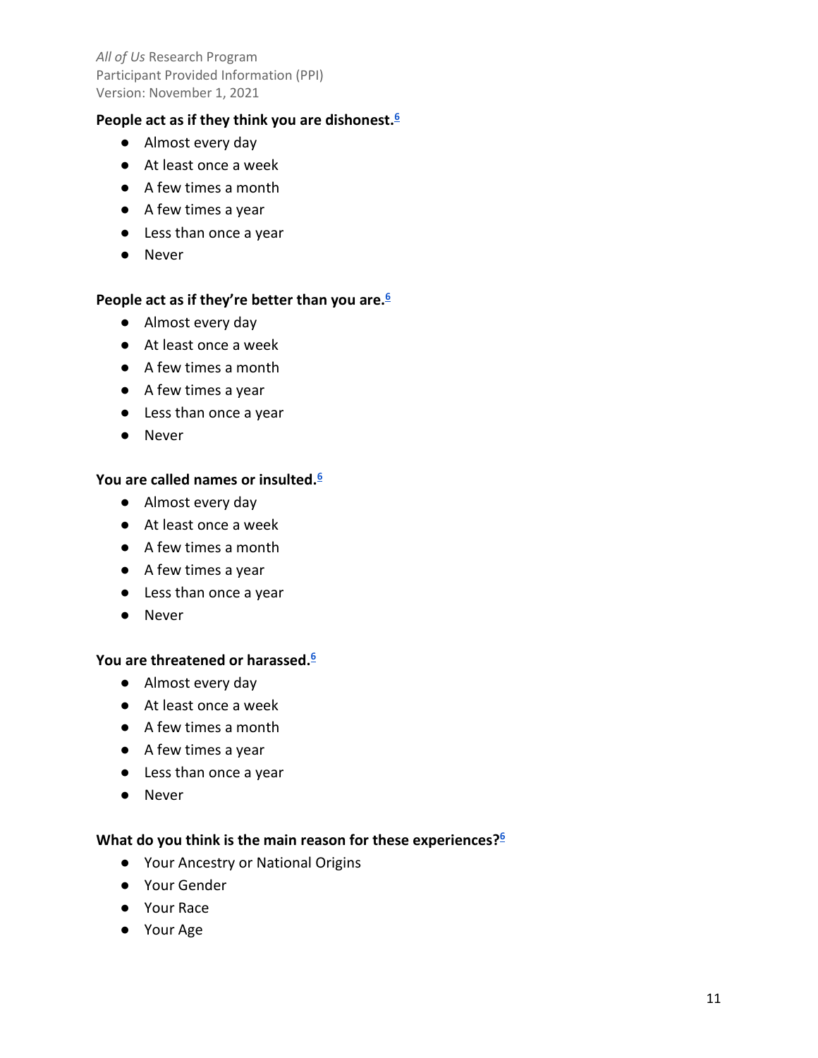**People act as if they think you are dishonest.**[6]

- Almost every day
- At least once a week
- A few times a month
- A few times a year
- Less than once a year
- Never

**People act as if they're better than you are.**[6]

- Almost every day
- At least once a week
- A few times a month
- A few times a year
- Less than once a year
- Never

**You are called names or insulted.**[6]

- Almost every day
- At least once a week
- A few times a month
- A few times a year
- Less than once a year
- Never

**You are threatened or harassed.**[6]

- Almost every day
- At least once a week
- A few times a month
- A few times a year
- Less than once a year
- Never

**What do you think is the main reason for these experiences?**[6]

- Your Ancestry or National Origins
- Your Gender
- Your Race
- Your Age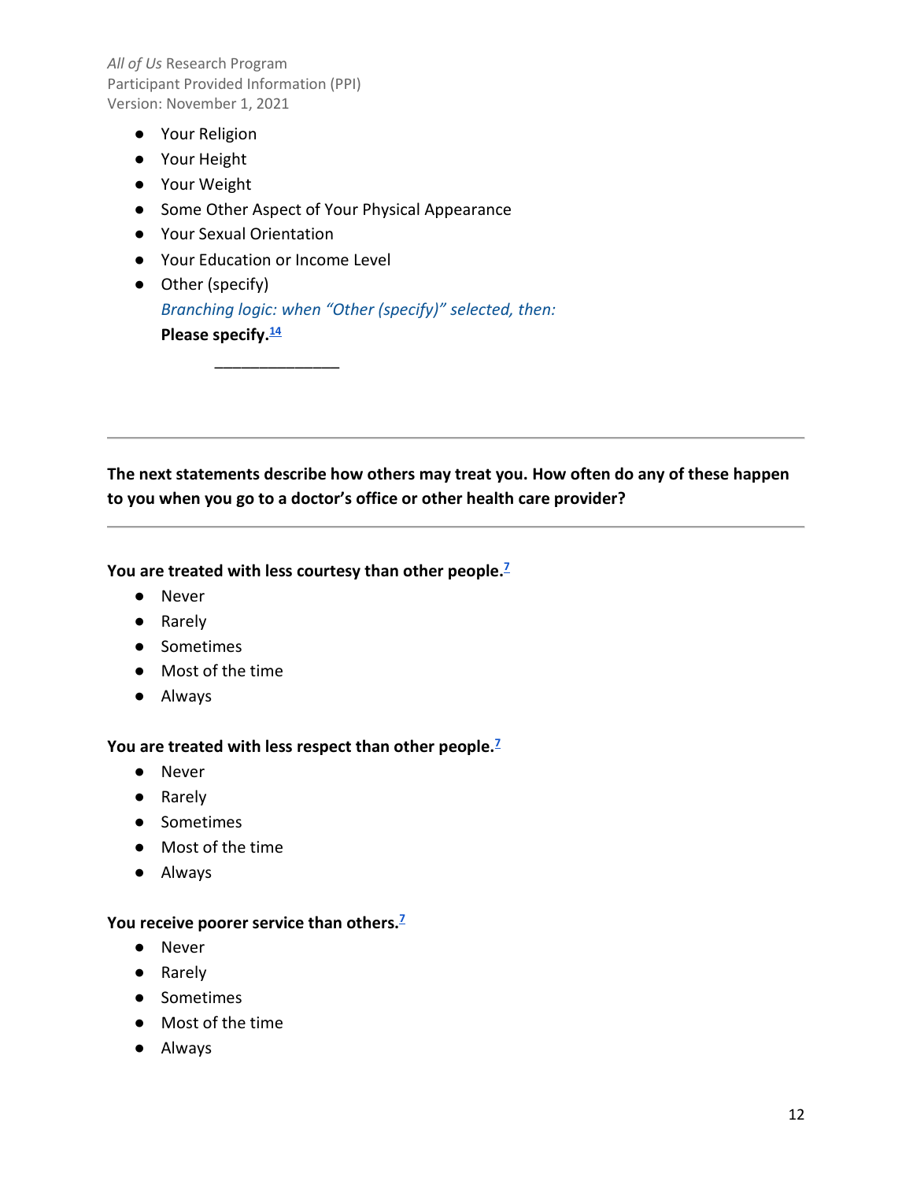- Your Religion
- Your Height
- Your Weight
- Some Other Aspect of Your Physical Appearance
- Your Sexual Orientation
- Your Education or Income Level
- Other (specify)

  *Branching logic: when "Other (specify)" selected, then:*

  **Please specify.**[14]

  _______________

---

**The next statements describe how others may treat you. How often do any of these happen to you when you go to a doctor's office or other health care provider?**

---

**You are treated with less courtesy than other people.**[7]

- Never
- Rarely
- Sometimes
- Most of the time
- Always

**You are treated with less respect than other people.**[7]

- Never
- Rarely
- Sometimes
- Most of the time
- Always

**You receive poorer service than others.**[7]

- Never
- Rarely
- Sometimes
- Most of the time
- Always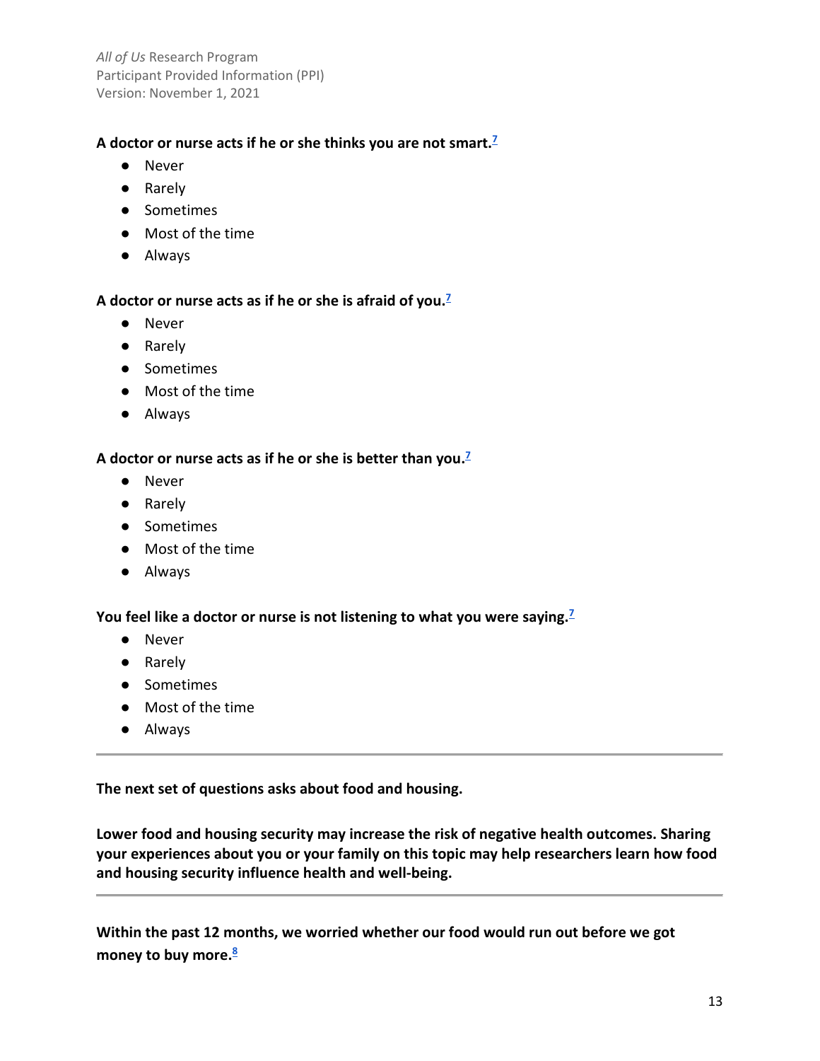**A doctor or nurse acts if he or she thinks you are not smart.**[7]

- Never
- Rarely
- Sometimes
- Most of the time
- Always

**A doctor or nurse acts as if he or she is afraid of you.**[7]

- Never
- Rarely
- Sometimes
- Most of the time
- Always

**A doctor or nurse acts as if he or she is better than you.**[7]

- Never
- Rarely
- Sometimes
- Most of the time
- Always

**You feel like a doctor or nurse is not listening to what you were saying.**[7]

- Never
- Rarely
- Sometimes
- Most of the time
- Always

---

**The next set of questions asks about food and housing.**

**Lower food and housing security may increase the risk of negative health outcomes. Sharing your experiences about you or your family on this topic may help researchers learn how food and housing security influence health and well-being.**

---

**Within the past 12 months, we worried whether our food would run out before we got money to buy more.**[8]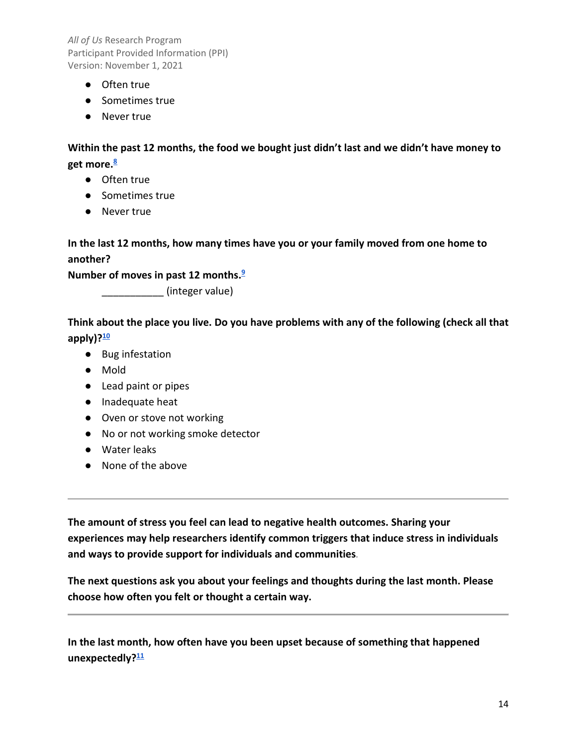- Often true
- Sometimes true
- Never true

**Within the past 12 months, the food we bought just didn't last and we didn't have money to get more.**[8]

- Often true
- Sometimes true
- Never true

**In the last 12 months, how many times have you or your family moved from one home to another?**

**Number of moves in past 12 months.**[9]

___________ (integer value)

**Think about the place you live. Do you have problems with any of the following (check all that apply)?**[10]

- Bug infestation
- Mold
- Lead paint or pipes
- Inadequate heat
- Oven or stove not working
- No or not working smoke detector
- Water leaks
- None of the above

---

**The amount of stress you feel can lead to negative health outcomes. Sharing your experiences may help researchers identify common triggers that induce stress in individuals and ways to provide support for individuals and communities**.

**The next questions ask you about your feelings and thoughts during the last month. Please choose how often you felt or thought a certain way.**

---

**In the last month, how often have you been upset because of something that happened unexpectedly?**[11]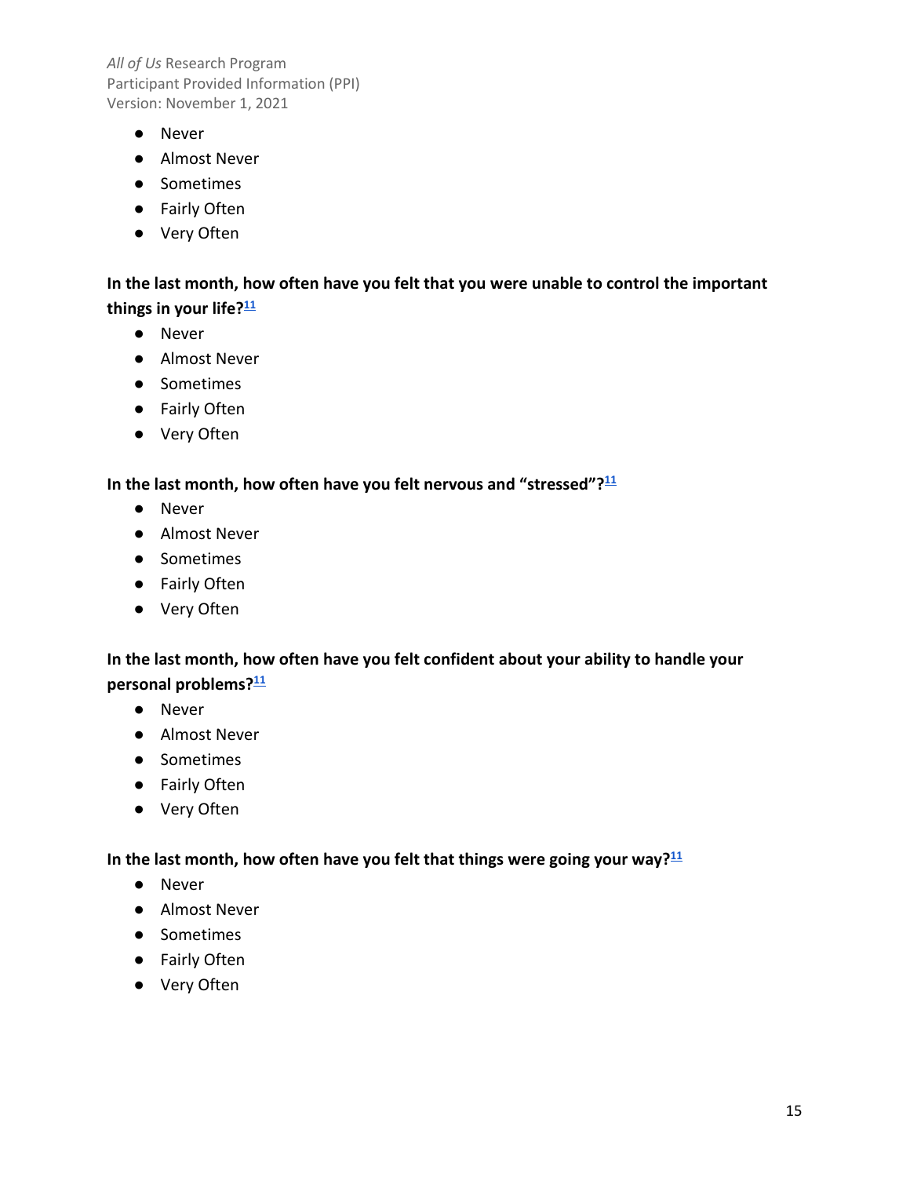- Never
- Almost Never
- Sometimes
- Fairly Often
- Very Often

**In the last month, how often have you felt that you were unable to control the important things in your life?**[11]

- Never
- Almost Never
- Sometimes
- Fairly Often
- Very Often

**In the last month, how often have you felt nervous and "stressed"?**[11]

- Never
- Almost Never
- Sometimes
- Fairly Often
- Very Often

**In the last month, how often have you felt confident about your ability to handle your personal problems?**[11]

- Never
- Almost Never
- Sometimes
- Fairly Often
- Very Often

**In the last month, how often have you felt that things were going your way?**[11]

- Never
- Almost Never
- Sometimes
- Fairly Often
- Very Often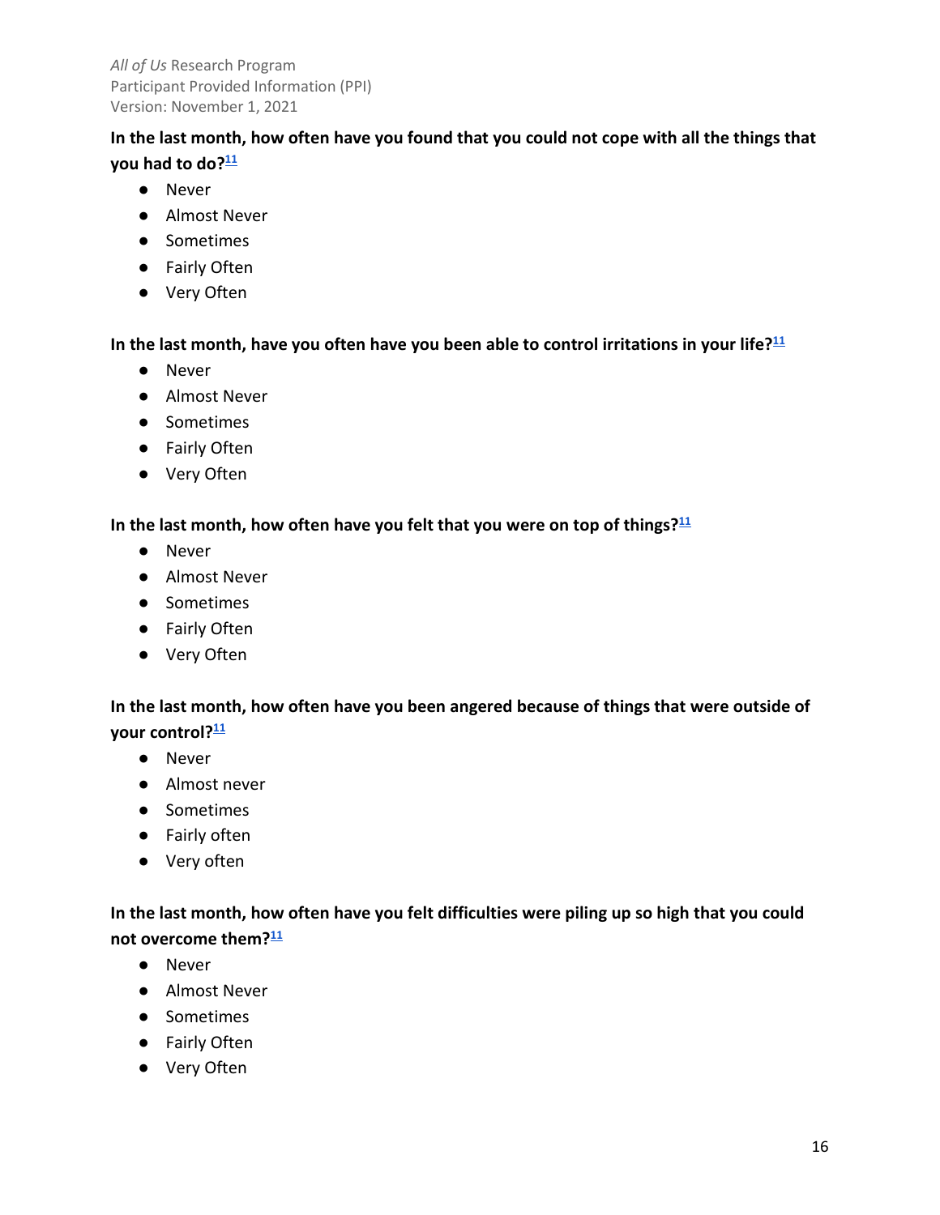**In the last month, how often have you found that you could not cope with all the things that you had to do?[11]**

- Never
- Almost Never
- Sometimes
- Fairly Often
- Very Often

**In the last month, have you often have you been able to control irritations in your life?[11]**

- Never
- Almost Never
- Sometimes
- Fairly Often
- Very Often

**In the last month, how often have you felt that you were on top of things?[11]**

- Never
- Almost Never
- Sometimes
- Fairly Often
- Very Often

**In the last month, how often have you been angered because of things that were outside of your control?[11]**

- Never
- Almost never
- Sometimes
- Fairly often
- Very often

**In the last month, how often have you felt difficulties were piling up so high that you could not overcome them?[11]**

- Never
- Almost Never
- Sometimes
- Fairly Often
- Very Often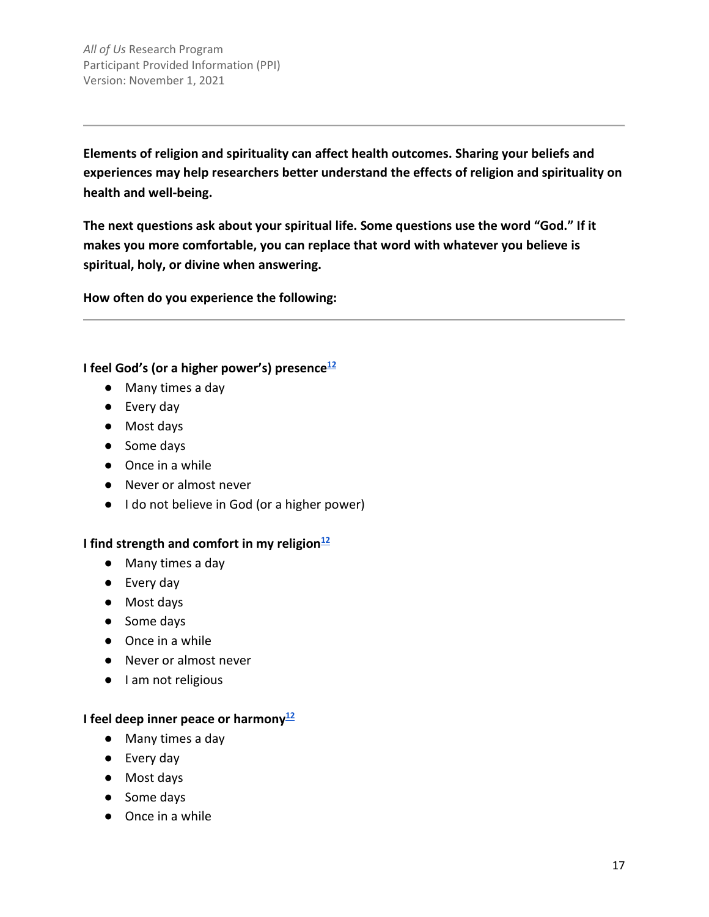**Elements of religion and spirituality can affect health outcomes. Sharing your beliefs and experiences may help researchers better understand the effects of religion and spirituality on health and well-being.**

**The next questions ask about your spiritual life. Some questions use the word "God." If it makes you more comfortable, you can replace that word with whatever you believe is spiritual, holy, or divine when answering.**

**How often do you experience the following:**

---

**I feel God's (or a higher power's) presence**[12]

- Many times a day
- Every day
- Most days
- Some days
- Once in a while
- Never or almost never
- I do not believe in God (or a higher power)

**I find strength and comfort in my religion**[12]

- Many times a day
- Every day
- Most days
- Some days
- Once in a while
- Never or almost never
- I am not religious

**I feel deep inner peace or harmony**[12]

- Many times a day
- Every day
- Most days
- Some days
- Once in a while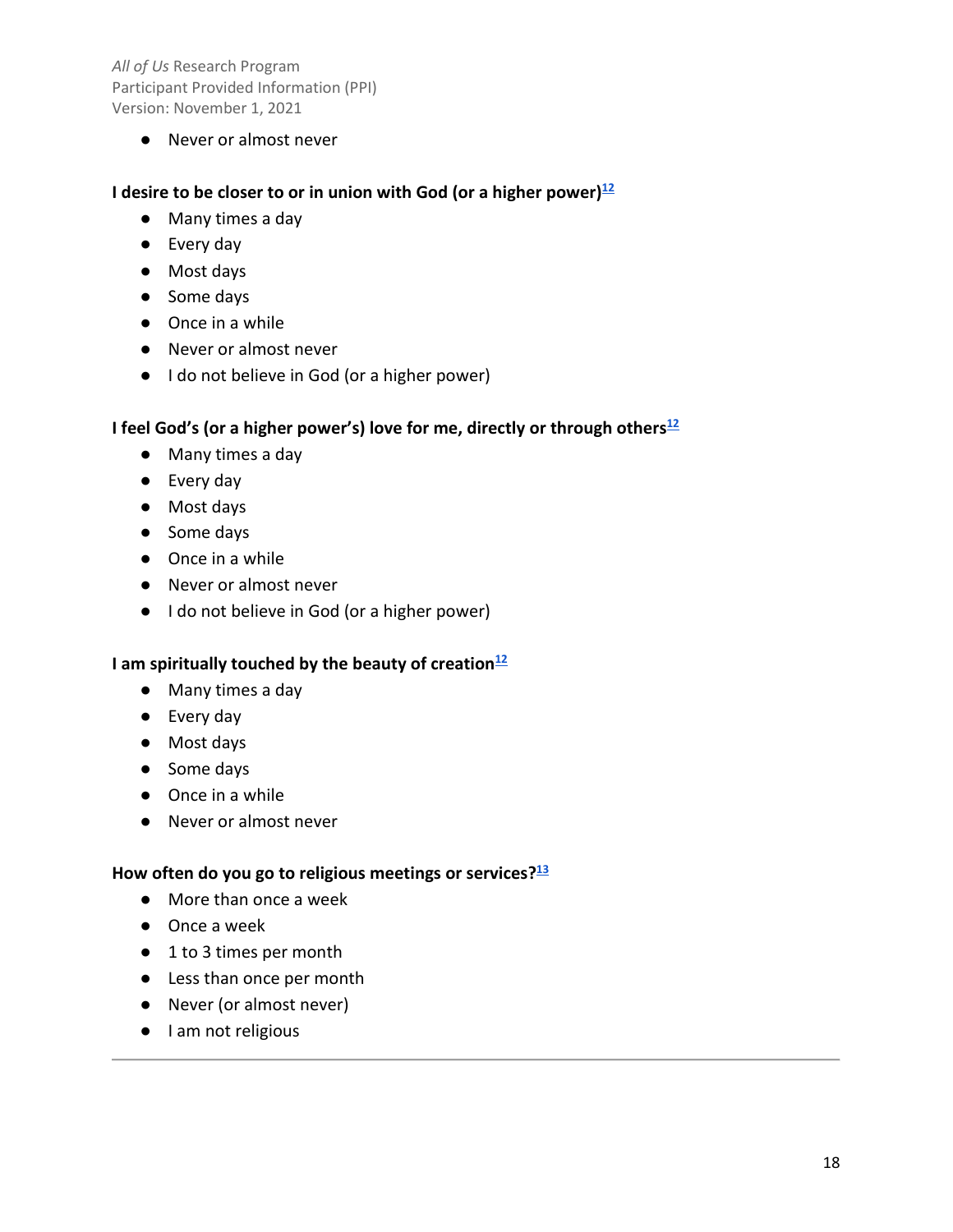- Never or almost never

**I desire to be closer to or in union with God (or a higher power)**[12]

- Many times a day
- Every day
- Most days
- Some days
- Once in a while
- Never or almost never
- I do not believe in God (or a higher power)

**I feel God's (or a higher power's) love for me, directly or through others**[12]

- Many times a day
- Every day
- Most days
- Some days
- Once in a while
- Never or almost never
- I do not believe in God (or a higher power)

**I am spiritually touched by the beauty of creation**[12]

- Many times a day
- Every day
- Most days
- Some days
- Once in a while
- Never or almost never

**How often do you go to religious meetings or services?**[13]

- More than once a week
- Once a week
- 1 to 3 times per month
- Less than once per month
- Never (or almost never)
- I am not religious

---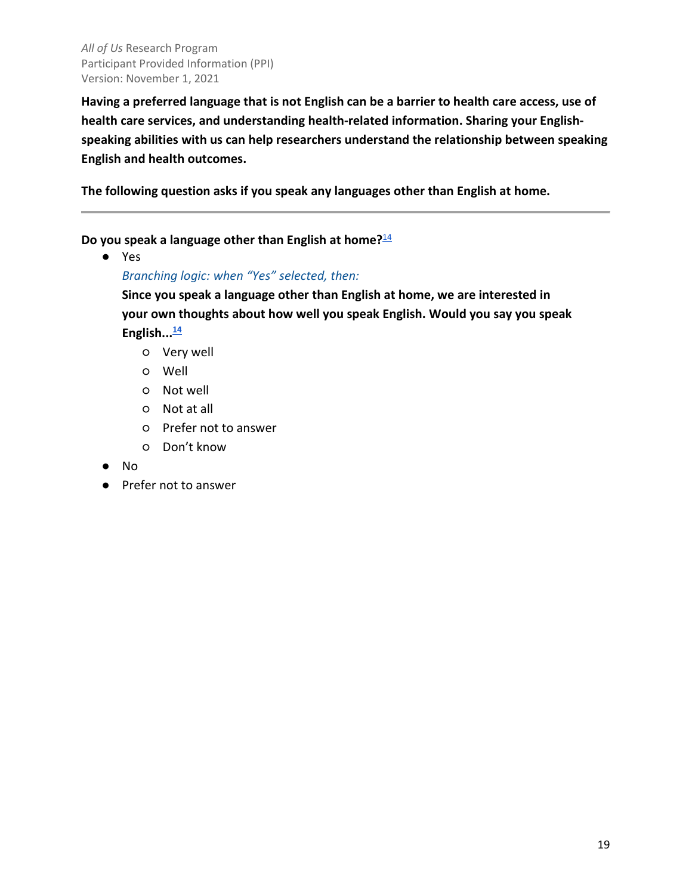**Having a preferred language that is not English can be a barrier to health care access, use of health care services, and understanding health-related information. Sharing your English-speaking abilities with us can help researchers understand the relationship between speaking English and health outcomes.**

**The following question asks if you speak any languages other than English at home.**

---

**Do you speak a language other than English at home?**[14]

- Yes

  *Branching logic: when "Yes" selected, then:*

  **Since you speak a language other than English at home, we are interested in your own thoughts about how well you speak English. Would you say you speak English...**[14]

  - Very well
  - Well
  - Not well
  - Not at all
  - Prefer not to answer
  - Don't know
- No
- Prefer not to answer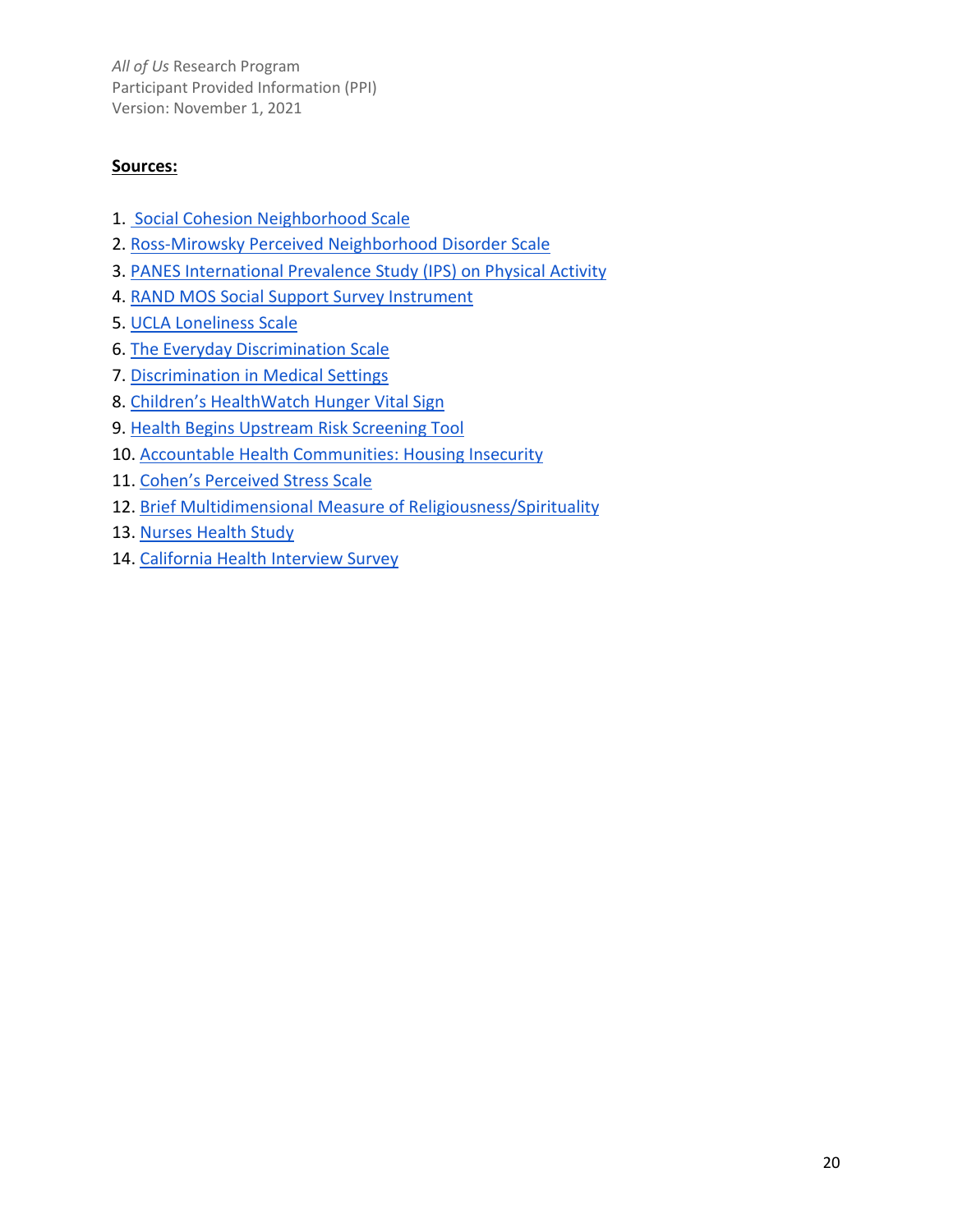**Sources:**

1. Social Cohesion Neighborhood Scale
2. Ross-Mirowsky Perceived Neighborhood Disorder Scale
3. PANES International Prevalence Study (IPS) on Physical Activity
4. RAND MOS Social Support Survey Instrument
5. UCLA Loneliness Scale
6. The Everyday Discrimination Scale
7. Discrimination in Medical Settings
8. Children's HealthWatch Hunger Vital Sign
9. Health Begins Upstream Risk Screening Tool
10. Accountable Health Communities: Housing Insecurity
11. Cohen's Perceived Stress Scale
12. Brief Multidimensional Measure of Religiousness/Spirituality
13. Nurses Health Study
14. California Health Interview Survey